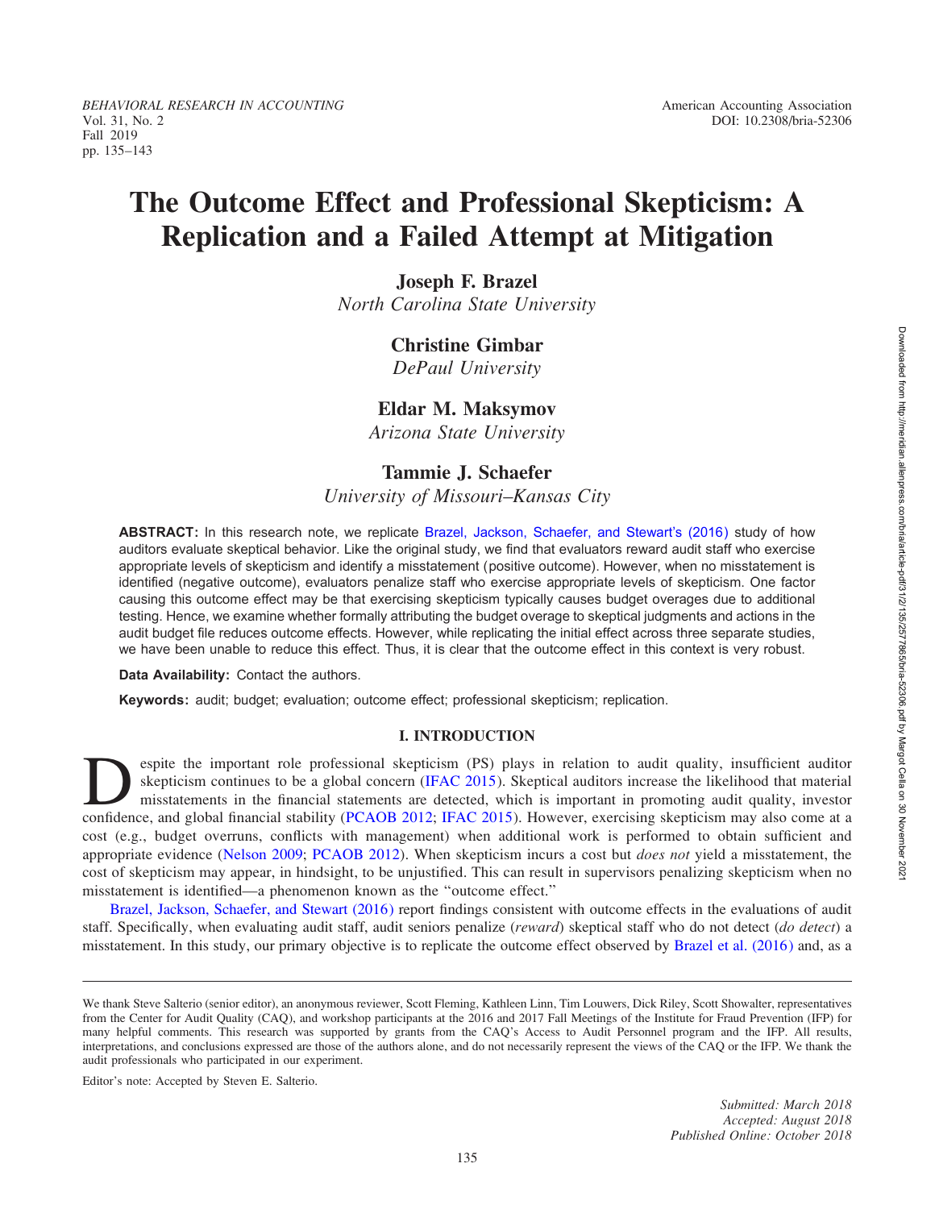# The Outcome Effect and Professional Skepticism: A Replication and a Failed Attempt at Mitigation

**Joseph F. Brazel**
*North Carolina State University*

**Christine Gimbar**
*DePaul University*

**Eldar M. Maksymov**
*Arizona State University*

**Tammie J. Schaefer**
*University of Missouri–Kansas City*

**ABSTRACT:** In this research note, we replicate Brazel, Jackson, Schaefer, and Stewart's (2016) study of how auditors evaluate skeptical behavior. Like the original study, we find that evaluators reward audit staff who exercise appropriate levels of skepticism and identify a misstatement (positive outcome). However, when no misstatement is identified (negative outcome), evaluators penalize staff who exercise appropriate levels of skepticism. One factor causing this outcome effect may be that exercising skepticism typically causes budget overages due to additional testing. Hence, we examine whether formally attributing the budget overage to skeptical judgments and actions in the audit budget file reduces outcome effects. However, while replicating the initial effect across three separate studies, we have been unable to reduce this effect. Thus, it is clear that the outcome effect in this context is very robust.

**Data Availability:** Contact the authors.

**Keywords:** audit; budget; evaluation; outcome effect; professional skepticism; replication.

## I. INTRODUCTION

Despite the important role professional skepticism (PS) plays in relation to audit quality, insufficient auditor skepticism continues to be a global concern (IFAC 2015). Skeptical auditors increase the likelihood that material misstatements in the financial statements are detected, which is important in promoting audit quality, investor confidence, and global financial stability (PCAOB 2012; IFAC 2015). However, exercising skepticism may also come at a cost (e.g., budget overruns, conflicts with management) when additional work is performed to obtain sufficient and appropriate evidence (Nelson 2009; PCAOB 2012). When skepticism incurs a cost but *does not* yield a misstatement, the cost of skepticism may appear, in hindsight, to be unjustified. This can result in supervisors penalizing skepticism when no misstatement is identified—a phenomenon known as the "outcome effect."

Brazel, Jackson, Schaefer, and Stewart (2016) report findings consistent with outcome effects in the evaluations of audit staff. Specifically, when evaluating audit staff, audit seniors penalize (*reward*) skeptical staff who do not detect (*do detect*) a misstatement. In this study, our primary objective is to replicate the outcome effect observed by Brazel et al. (2016) and, as a

---

We thank Steve Salterio (senior editor), an anonymous reviewer, Scott Fleming, Kathleen Linn, Tim Louwers, Dick Riley, Scott Showalter, representatives from the Center for Audit Quality (CAQ), and workshop participants at the 2016 and 2017 Fall Meetings of the Institute for Fraud Prevention (IFP) for many helpful comments. This research was supported by grants from the CAQ's Access to Audit Personnel program and the IFP. All results, interpretations, and conclusions expressed are those of the authors alone, and do not necessarily represent the views of the CAQ or the IFP. We thank the audit professionals who participated in our experiment.

Editor's note: Accepted by Steven E. Salterio.

*Submitted: March 2018*
*Accepted: August 2018*
*Published Online: October 2018*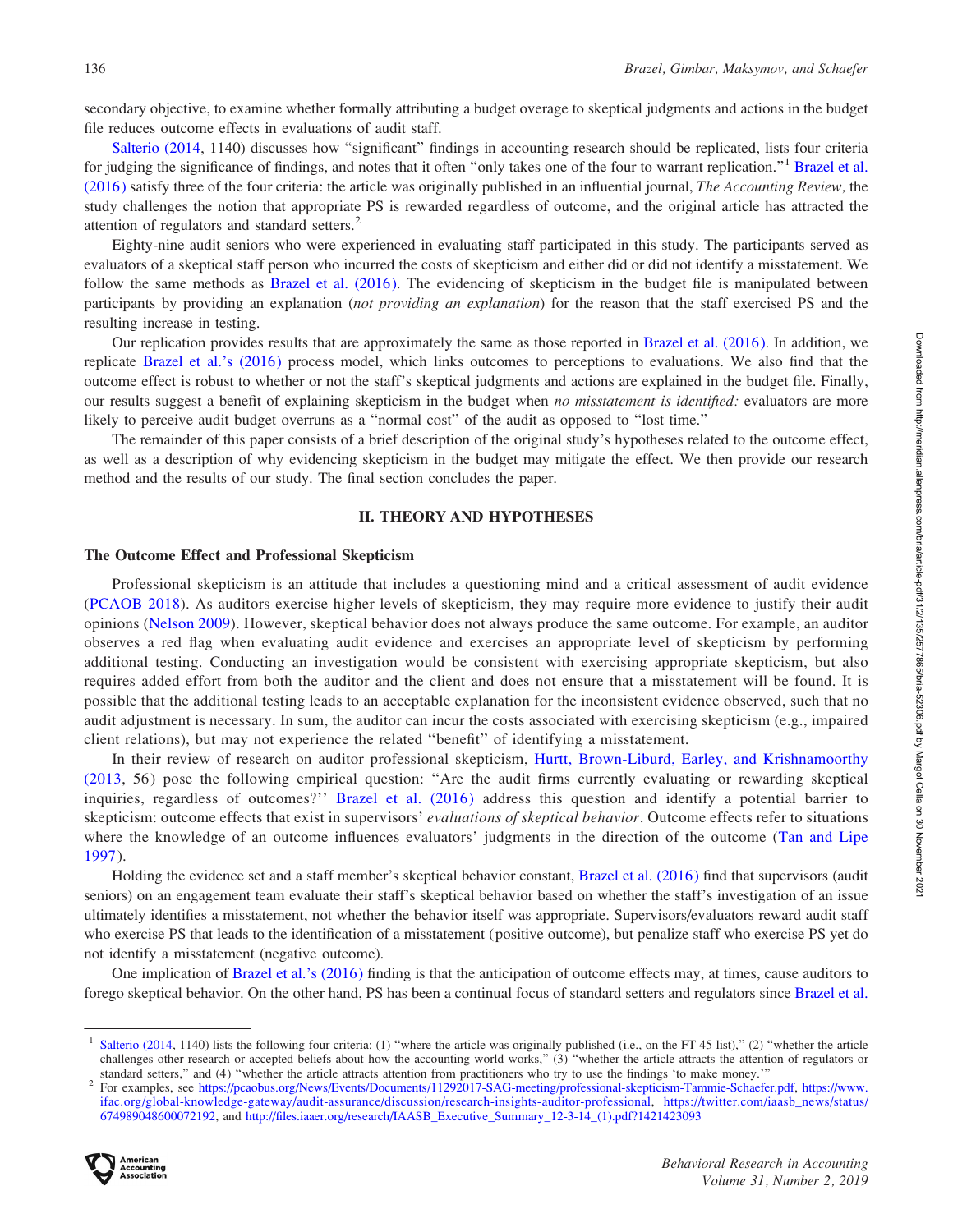secondary objective, to examine whether formally attributing a budget overage to skeptical judgments and actions in the budget file reduces outcome effects in evaluations of audit staff.

Salterio (2014, 1140) discusses how "significant" findings in accounting research should be replicated, lists four criteria for judging the significance of findings, and notes that it often "only takes one of the four to warrant replication."[1] Brazel et al. (2016) satisfy three of the four criteria: the article was originally published in an influential journal, *The Accounting Review,* the study challenges the notion that appropriate PS is rewarded regardless of outcome, and the original article has attracted the attention of regulators and standard setters.[2]

Eighty-nine audit seniors who were experienced in evaluating staff participated in this study. The participants served as evaluators of a skeptical staff person who incurred the costs of skepticism and either did or did not identify a misstatement. We follow the same methods as Brazel et al. (2016). The evidencing of skepticism in the budget file is manipulated between participants by providing an explanation (*not providing an explanation*) for the reason that the staff exercised PS and the resulting increase in testing.

Our replication provides results that are approximately the same as those reported in Brazel et al. (2016). In addition, we replicate Brazel et al.'s (2016) process model, which links outcomes to perceptions to evaluations. We also find that the outcome effect is robust to whether or not the staff's skeptical judgments and actions are explained in the budget file. Finally, our results suggest a benefit of explaining skepticism in the budget when *no misstatement is identified:* evaluators are more likely to perceive audit budget overruns as a "normal cost" of the audit as opposed to "lost time."

The remainder of this paper consists of a brief description of the original study's hypotheses related to the outcome effect, as well as a description of why evidencing skepticism in the budget may mitigate the effect. We then provide our research method and the results of our study. The final section concludes the paper.

## II. THEORY AND HYPOTHESES

### The Outcome Effect and Professional Skepticism

Professional skepticism is an attitude that includes a questioning mind and a critical assessment of audit evidence (PCAOB 2018). As auditors exercise higher levels of skepticism, they may require more evidence to justify their audit opinions (Nelson 2009). However, skeptical behavior does not always produce the same outcome. For example, an auditor observes a red flag when evaluating audit evidence and exercises an appropriate level of skepticism by performing additional testing. Conducting an investigation would be consistent with exercising appropriate skepticism, but also requires added effort from both the auditor and the client and does not ensure that a misstatement will be found. It is possible that the additional testing leads to an acceptable explanation for the inconsistent evidence observed, such that no audit adjustment is necessary. In sum, the auditor can incur the costs associated with exercising skepticism (e.g., impaired client relations), but may not experience the related "benefit" of identifying a misstatement.

In their review of research on auditor professional skepticism, Hurtt, Brown-Liburd, Earley, and Krishnamoorthy (2013, 56) pose the following empirical question: "Are the audit firms currently evaluating or rewarding skeptical inquiries, regardless of outcomes?'' Brazel et al. (2016) address this question and identify a potential barrier to skepticism: outcome effects that exist in supervisors' *evaluations of skeptical behavior*. Outcome effects refer to situations where the knowledge of an outcome influences evaluators' judgments in the direction of the outcome (Tan and Lipe 1997).

Holding the evidence set and a staff member's skeptical behavior constant, Brazel et al. (2016) find that supervisors (audit seniors) on an engagement team evaluate their staff's skeptical behavior based on whether the staff's investigation of an issue ultimately identifies a misstatement, not whether the behavior itself was appropriate. Supervisors/evaluators reward audit staff who exercise PS that leads to the identification of a misstatement (positive outcome), but penalize staff who exercise PS yet do not identify a misstatement (negative outcome).

One implication of Brazel et al.'s (2016) finding is that the anticipation of outcome effects may, at times, cause auditors to forego skeptical behavior. On the other hand, PS has been a continual focus of standard setters and regulators since Brazel et al.

[1] Salterio (2014, 1140) lists the following four criteria: (1) "where the article was originally published (i.e., on the FT 45 list)," (2) "whether the article challenges other research or accepted beliefs about how the accounting world works," (3) "whether the article attracts the attention of regulators or standard setters," and (4) "whether the article attracts attention from practitioners who try to use the findings 'to make money.'"

[2] For examples, see https://pcaobus.org/News/Events/Documents/11292017-SAG-meeting/professional-skepticism-Tammie-Schaefer.pdf, https://www.ifac.org/global-knowledge-gateway/audit-assurance/discussion/research-insights-auditor-professional, https://twitter.com/iaasb_news/status/674989048600072192, and http://files.iaaer.org/research/IAASB_Executive_Summary_12-3-14_(1).pdf?1421423093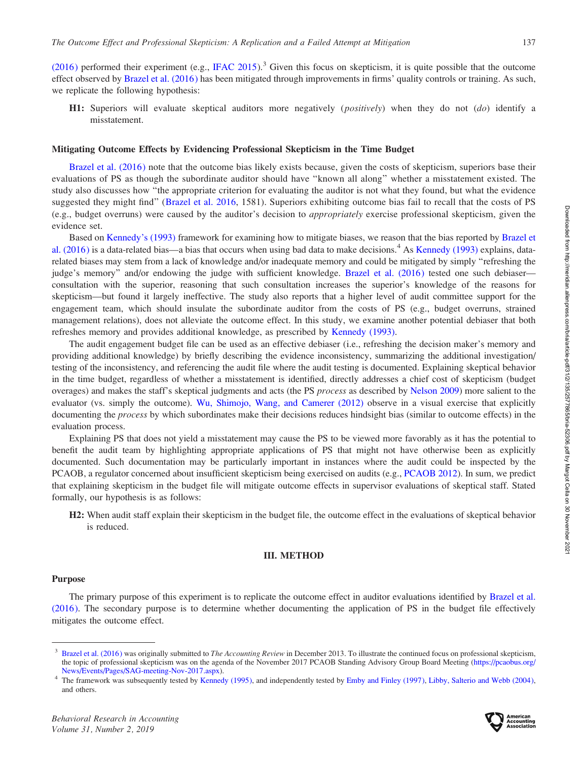(2016) performed their experiment (e.g., IFAC 2015).[3] Given this focus on skepticism, it is quite possible that the outcome effect observed by Brazel et al. (2016) has been mitigated through improvements in firms' quality controls or training. As such, we replicate the following hypothesis:

**H1:** Superiors will evaluate skeptical auditors more negatively (*positively*) when they do not (*do*) identify a misstatement.

### Mitigating Outcome Effects by Evidencing Professional Skepticism in the Time Budget

Brazel et al. (2016) note that the outcome bias likely exists because, given the costs of skepticism, superiors base their evaluations of PS as though the subordinate auditor should have "known all along" whether a misstatement existed. The study also discusses how "the appropriate criterion for evaluating the auditor is not what they found, but what the evidence suggested they might find" (Brazel et al. 2016, 1581). Superiors exhibiting outcome bias fail to recall that the costs of PS (e.g., budget overruns) were caused by the auditor's decision to *appropriately* exercise professional skepticism, given the evidence set.

Based on Kennedy's (1993) framework for examining how to mitigate biases, we reason that the bias reported by Brazel et al. (2016) is a data-related bias—a bias that occurs when using bad data to make decisions.[4] As Kennedy (1993) explains, data-related biases may stem from a lack of knowledge and/or inadequate memory and could be mitigated by simply "refreshing the judge's memory" and/or endowing the judge with sufficient knowledge. Brazel et al. (2016) tested one such debiaser—consultation with the superior, reasoning that such consultation increases the superior's knowledge of the reasons for skepticism—but found it largely ineffective. The study also reports that a higher level of audit committee support for the engagement team, which should insulate the subordinate auditor from the costs of PS (e.g., budget overruns, strained management relations), does not alleviate the outcome effect. In this study, we examine another potential debiaser that both refreshes memory and provides additional knowledge, as prescribed by Kennedy (1993).

The audit engagement budget file can be used as an effective debiaser (i.e., refreshing the decision maker's memory and providing additional knowledge) by briefly describing the evidence inconsistency, summarizing the additional investigation/testing of the inconsistency, and referencing the audit file where the audit testing is documented. Explaining skeptical behavior in the time budget, regardless of whether a misstatement is identified, directly addresses a chief cost of skepticism (budget overages) and makes the staff's skeptical judgments and acts (the PS *process* as described by Nelson 2009) more salient to the evaluator (vs. simply the outcome). Wu, Shimojo, Wang, and Camerer (2012) observe in a visual exercise that explicitly documenting the *process* by which subordinates make their decisions reduces hindsight bias (similar to outcome effects) in the evaluation process.

Explaining PS that does not yield a misstatement may cause the PS to be viewed more favorably as it has the potential to benefit the audit team by highlighting appropriate applications of PS that might not have otherwise been as explicitly documented. Such documentation may be particularly important in instances where the audit could be inspected by the PCAOB, a regulator concerned about insufficient skepticism being exercised on audits (e.g., PCAOB 2012). In sum, we predict that explaining skepticism in the budget file will mitigate outcome effects in supervisor evaluations of skeptical staff. Stated formally, our hypothesis is as follows:

**H2:** When audit staff explain their skepticism in the budget file, the outcome effect in the evaluations of skeptical behavior is reduced.

## III. METHOD

### Purpose

The primary purpose of this experiment is to replicate the outcome effect in auditor evaluations identified by Brazel et al. (2016). The secondary purpose is to determine whether documenting the application of PS in the budget file effectively mitigates the outcome effect.

---

[3] Brazel et al. (2016) was originally submitted to *The Accounting Review* in December 2013. To illustrate the continued focus on professional skepticism, the topic of professional skepticism was on the agenda of the November 2017 PCAOB Standing Advisory Group Board Meeting (https://pcaobus.org/News/Events/Pages/SAG-meeting-Nov-2017.aspx).

[4] The framework was subsequently tested by Kennedy (1995), and independently tested by Emby and Finley (1997), Libby, Salterio and Webb (2004), and others.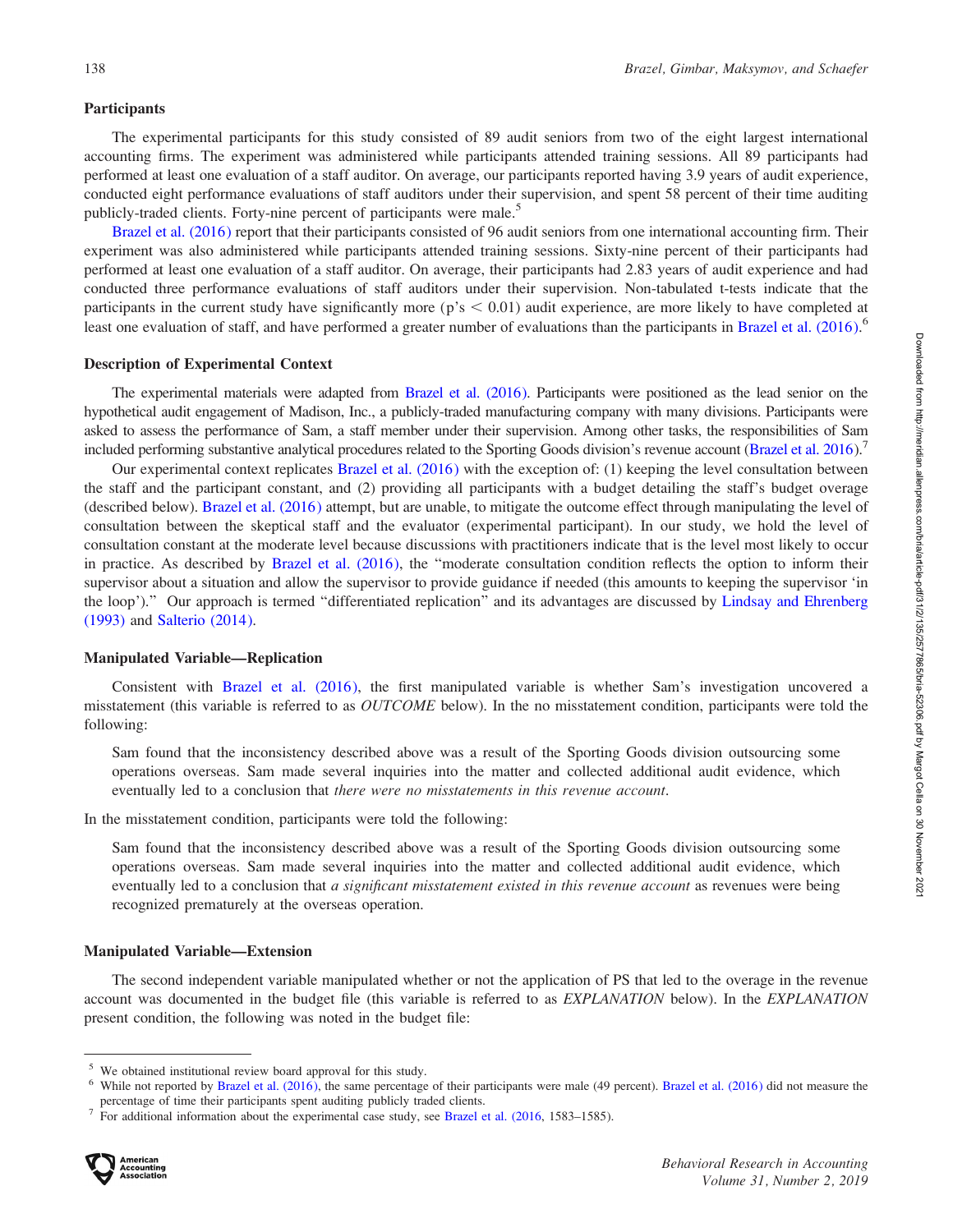### Participants

The experimental participants for this study consisted of 89 audit seniors from two of the eight largest international accounting firms. The experiment was administered while participants attended training sessions. All 89 participants had performed at least one evaluation of a staff auditor. On average, our participants reported having 3.9 years of audit experience, conducted eight performance evaluations of staff auditors under their supervision, and spent 58 percent of their time auditing publicly-traded clients. Forty-nine percent of participants were male.[5]

Brazel et al. (2016) report that their participants consisted of 96 audit seniors from one international accounting firm. Their experiment was also administered while participants attended training sessions. Sixty-nine percent of their participants had performed at least one evaluation of a staff auditor. On average, their participants had 2.83 years of audit experience and had conducted three performance evaluations of staff auditors under their supervision. Non-tabulated t-tests indicate that the participants in the current study have significantly more (p's $< 0.01$) audit experience, are more likely to have completed at least one evaluation of staff, and have performed a greater number of evaluations than the participants in Brazel et al. (2016).[6]

### Description of Experimental Context

The experimental materials were adapted from Brazel et al. (2016). Participants were positioned as the lead senior on the hypothetical audit engagement of Madison, Inc., a publicly-traded manufacturing company with many divisions. Participants were asked to assess the performance of Sam, a staff member under their supervision. Among other tasks, the responsibilities of Sam included performing substantive analytical procedures related to the Sporting Goods division's revenue account (Brazel et al. 2016).[7]

Our experimental context replicates Brazel et al. (2016) with the exception of: (1) keeping the level consultation between the staff and the participant constant, and (2) providing all participants with a budget detailing the staff's budget overage (described below). Brazel et al. (2016) attempt, but are unable, to mitigate the outcome effect through manipulating the level of consultation between the skeptical staff and the evaluator (experimental participant). In our study, we hold the level of consultation constant at the moderate level because discussions with practitioners indicate that is the level most likely to occur in practice. As described by Brazel et al. (2016), the "moderate consultation condition reflects the option to inform their supervisor about a situation and allow the supervisor to provide guidance if needed (this amounts to keeping the supervisor 'in the loop')." Our approach is termed "differentiated replication" and its advantages are discussed by Lindsay and Ehrenberg (1993) and Salterio (2014).

### Manipulated Variable—Replication

Consistent with Brazel et al. (2016), the first manipulated variable is whether Sam's investigation uncovered a misstatement (this variable is referred to as *OUTCOME* below). In the no misstatement condition, participants were told the following:

> Sam found that the inconsistency described above was a result of the Sporting Goods division outsourcing some operations overseas. Sam made several inquiries into the matter and collected additional audit evidence, which eventually led to a conclusion that *there were no misstatements in this revenue account*.

In the misstatement condition, participants were told the following:

> Sam found that the inconsistency described above was a result of the Sporting Goods division outsourcing some operations overseas. Sam made several inquiries into the matter and collected additional audit evidence, which eventually led to a conclusion that *a significant misstatement existed in this revenue account* as revenues were being recognized prematurely at the overseas operation.

### Manipulated Variable—Extension

The second independent variable manipulated whether or not the application of PS that led to the overage in the revenue account was documented in the budget file (this variable is referred to as *EXPLANATION* below). In the *EXPLANATION* present condition, the following was noted in the budget file:

---

[5] We obtained institutional review board approval for this study.

[6] While not reported by Brazel et al. (2016), the same percentage of their participants were male (49 percent). Brazel et al. (2016) did not measure the percentage of time their participants spent auditing publicly traded clients.

[7] For additional information about the experimental case study, see Brazel et al. (2016, 1583–1585).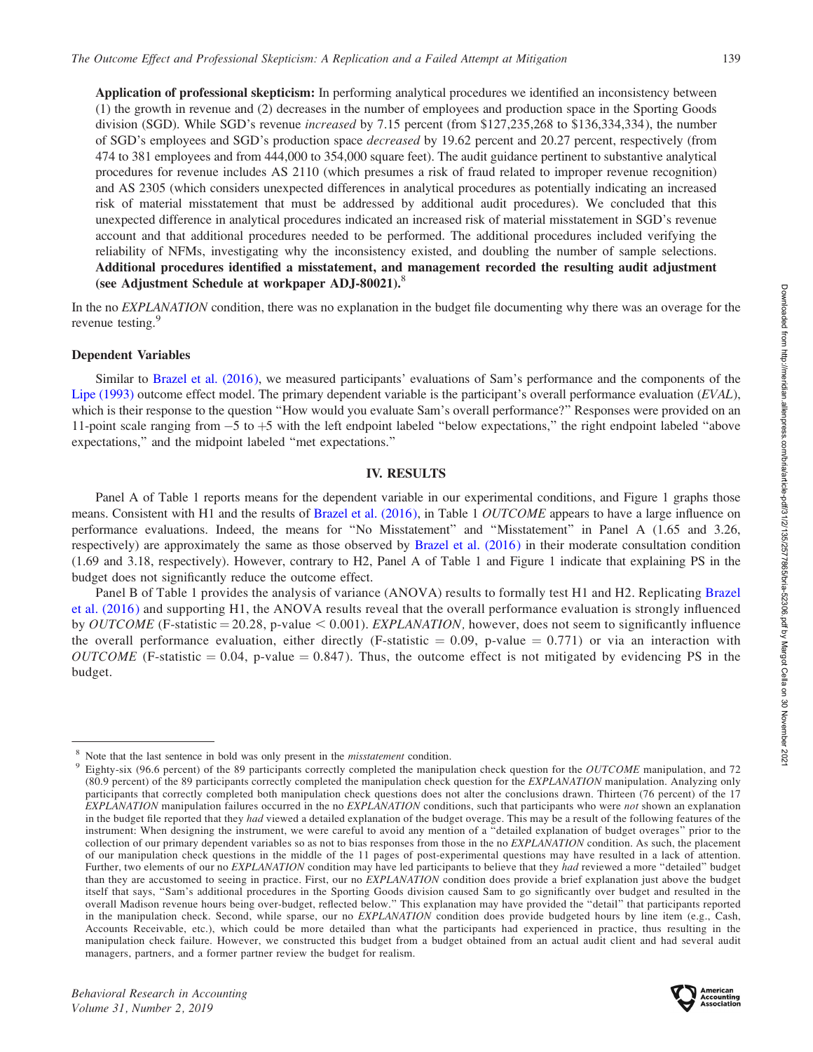**Application of professional skepticism:** In performing analytical procedures we identified an inconsistency between (1) the growth in revenue and (2) decreases in the number of employees and production space in the Sporting Goods division (SGD). While SGD's revenue *increased* by 7.15 percent (from $127,235,268 to $136,334,334), the number of SGD's employees and SGD's production space *decreased* by 19.62 percent and 20.27 percent, respectively (from 474 to 381 employees and from 444,000 to 354,000 square feet). The audit guidance pertinent to substantive analytical procedures for revenue includes AS 2110 (which presumes a risk of fraud related to improper revenue recognition) and AS 2305 (which considers unexpected differences in analytical procedures as potentially indicating an increased risk of material misstatement that must be addressed by additional audit procedures). We concluded that this unexpected difference in analytical procedures indicated an increased risk of material misstatement in SGD's revenue account and that additional procedures needed to be performed. The additional procedures included verifying the reliability of NFMs, investigating why the inconsistency existed, and doubling the number of sample selections. **Additional procedures identified a misstatement, and management recorded the resulting audit adjustment (see Adjustment Schedule at workpaper ADJ-80021).**[8]

In the no *EXPLANATION* condition, there was no explanation in the budget file documenting why there was an overage for the revenue testing.[9]

### Dependent Variables

Similar to Brazel et al. (2016), we measured participants' evaluations of Sam's performance and the components of the Lipe (1993) outcome effect model. The primary dependent variable is the participant's overall performance evaluation (*EVAL*), which is their response to the question "How would you evaluate Sam's overall performance?" Responses were provided on an 11-point scale ranging from $-5$ to $+5$ with the left endpoint labeled "below expectations," the right endpoint labeled "above expectations," and the midpoint labeled "met expectations."

## IV. RESULTS

Panel A of Table 1 reports means for the dependent variable in our experimental conditions, and Figure 1 graphs those means. Consistent with H1 and the results of Brazel et al. (2016), in Table 1 *OUTCOME* appears to have a large influence on performance evaluations. Indeed, the means for "No Misstatement" and "Misstatement" in Panel A (1.65 and 3.26, respectively) are approximately the same as those observed by Brazel et al. (2016) in their moderate consultation condition (1.69 and 3.18, respectively). However, contrary to H2, Panel A of Table 1 and Figure 1 indicate that explaining PS in the budget does not significantly reduce the outcome effect.

Panel B of Table 1 provides the analysis of variance (ANOVA) results to formally test H1 and H2. Replicating Brazel et al. (2016) and supporting H1, the ANOVA results reveal that the overall performance evaluation is strongly influenced by *OUTCOME* (F-statistic = 20.28, p-value $< 0.001$). *EXPLANATION*, however, does not seem to significantly influence the overall performance evaluation, either directly (F-statistic = 0.09, p-value = 0.771) or via an interaction with *OUTCOME* (F-statistic = 0.04, p-value = 0.847). Thus, the outcome effect is not mitigated by evidencing PS in the budget.

---

[8] Note that the last sentence in bold was only present in the *misstatement* condition.

[9] Eighty-six (96.6 percent) of the 89 participants correctly completed the manipulation check question for the *OUTCOME* manipulation, and 72 (80.9 percent) of the 89 participants correctly completed the manipulation check question for the *EXPLANATION* manipulation. Analyzing only participants that correctly completed both manipulation check questions does not alter the conclusions drawn. Thirteen (76 percent) of the 17 *EXPLANATION* manipulation failures occurred in the no *EXPLANATION* conditions, such that participants who were *not* shown an explanation in the budget file reported that they *had* viewed a detailed explanation of the budget overage. This may be a result of the following features of the instrument: When designing the instrument, we were careful to avoid any mention of a "detailed explanation of budget overages" prior to the collection of our primary dependent variables so as not to bias responses from those in the no *EXPLANATION* condition. As such, the placement of our manipulation check questions in the middle of the 11 pages of post-experimental questions may have resulted in a lack of attention. Further, two elements of our no *EXPLANATION* condition may have led participants to believe that they *had* reviewed a more "detailed" budget than they are accustomed to seeing in practice. First, our no *EXPLANATION* condition does provide a brief explanation just above the budget itself that says, "Sam's additional procedures in the Sporting Goods division caused Sam to go significantly over budget and resulted in the overall Madison revenue hours being over-budget, reflected below." This explanation may have provided the "detail" that participants reported in the manipulation check. Second, while sparse, our no *EXPLANATION* condition does provide budgeted hours by line item (e.g., Cash, Accounts Receivable, etc.), which could be more detailed than what the participants had experienced in practice, thus resulting in the manipulation check failure. However, we constructed this budget from a budget obtained from an actual audit client and had several audit managers, partners, and a former partner review the budget for realism.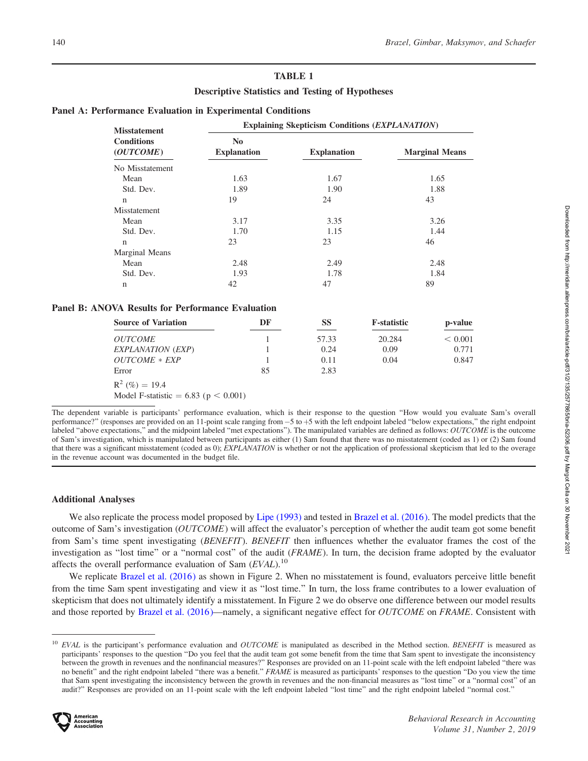## TABLE 1

### Descriptive Statistics and Testing of Hypotheses

**Panel A: Performance Evaluation in Experimental Conditions**

| Misstatement Conditions (*OUTCOME*) | Explaining Skepticism Conditions (*EXPLANATION*) | | |
|---|---|---|---|
| | **No Explanation** | **Explanation** | **Marginal Means** |
| No Misstatement | | | |
| Mean | 1.63 | 1.67 | 1.65 |
| Std. Dev. | 1.89 | 1.90 | 1.88 |
| n | 19 | 24 | 43 |
| Misstatement | | | |
| Mean | 3.17 | 3.35 | 3.26 |
| Std. Dev. | 1.70 | 1.15 | 1.44 |
| n | 23 | 23 | 46 |
| Marginal Means | | | |
| Mean | 2.48 | 2.49 | 2.48 |
| Std. Dev. | 1.93 | 1.78 | 1.84 |
| n | 42 | 47 | 89 |

**Panel B: ANOVA Results for Performance Evaluation**

| Source of Variation | DF | SS | F-statistic | p-value |
|---|---|---|---|---|
| *OUTCOME* | 1 | 57.33 | 20.284 | < 0.001 |
| *EXPLANATION (EXP)* | 1 | 0.24 | 0.09 | 0.771 |
| *OUTCOME * EXP* | 1 | 0.11 | 0.04 | 0.847 |
| Error | 85 | 2.83 | | |

$R^2$ (%) = 19.4

Model F-statistic = 6.83 ($p < 0.001$)

The dependent variable is participants' performance evaluation, which is their response to the question "How would you evaluate Sam's overall performance?" (responses are provided on an 11-point scale ranging from −5 to +5 with the left endpoint labeled "below expectations," the right endpoint labeled "above expectations," and the midpoint labeled "met expectations"). The manipulated variables are defined as follows: *OUTCOME* is the outcome of Sam's investigation, which is manipulated between participants as either (1) Sam found that there was no misstatement (coded as 1) or (2) Sam found that there was a significant misstatement (coded as 0); *EXPLANATION* is whether or not the application of professional skepticism that led to the overage in the revenue account was documented in the budget file.

### Additional Analyses

We also replicate the process model proposed by Lipe (1993) and tested in Brazel et al. (2016). The model predicts that the outcome of Sam's investigation (*OUTCOME*) will affect the evaluator's perception of whether the audit team got some benefit from Sam's time spent investigating (*BENEFIT*). *BENEFIT* then influences whether the evaluator frames the cost of the investigation as "lost time" or a "normal cost" of the audit (*FRAME*). In turn, the decision frame adopted by the evaluator affects the overall performance evaluation of Sam (*EVAL*).[10]

We replicate Brazel et al. (2016) as shown in Figure 2. When no misstatement is found, evaluators perceive little benefit from the time Sam spent investigating and view it as "lost time." In turn, the loss frame contributes to a lower evaluation of skepticism that does not ultimately identify a misstatement. In Figure 2 we do observe one difference between our model results and those reported by Brazel et al. (2016)—namely, a significant negative effect for *OUTCOME* on *FRAME*. Consistent with

[10] *EVAL* is the participant's performance evaluation and *OUTCOME* is manipulated as described in the Method section. *BENEFIT* is measured as participants' responses to the question "Do you feel that the audit team got some benefit from the time that Sam spent to investigate the inconsistency between the growth in revenues and the nonfinancial measures?" Responses are provided on an 11-point scale with the left endpoint labeled "there was no benefit" and the right endpoint labeled "there was a benefit." *FRAME* is measured as participants' responses to the question "Do you view the time that Sam spent investigating the inconsistency between the growth in revenues and the non-financial measures as "lost time" or a "normal cost" of an audit?" Responses are provided on an 11-point scale with the left endpoint labeled "lost time" and the right endpoint labeled "normal cost."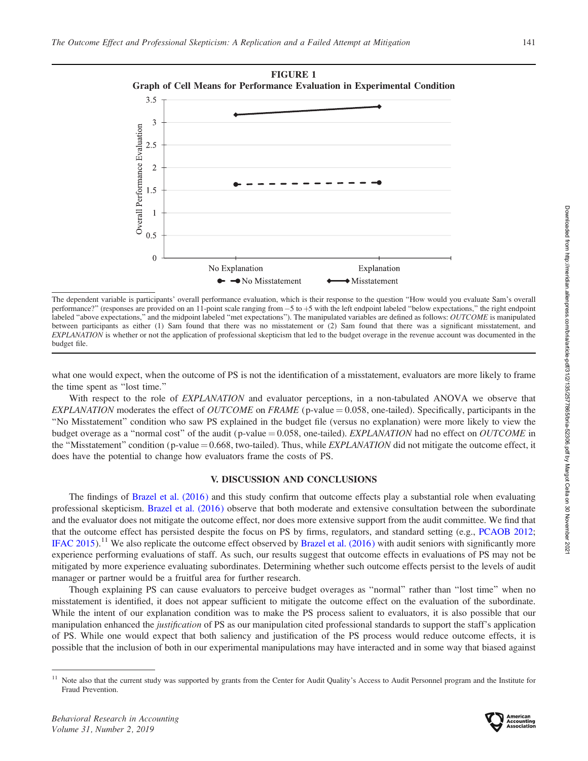**FIGURE 1**
**Graph of Cell Means for Performance Evaluation in Experimental Condition**

Overall Performance Evaluation

3.5
3
2.5
2
1.5
1
0.5
0

No Explanation
Explanation

No Misstatement
Misstatement

The dependent variable is participants' overall performance evaluation, which is their response to the question "How would you evaluate Sam's overall performance?" (responses are provided on an 11-point scale ranging from −5 to +5 with the left endpoint labeled "below expectations," the right endpoint labeled "above expectations," and the midpoint labeled "met expectations"). The manipulated variables are defined as follows: *OUTCOME* is manipulated between participants as either (1) Sam found that there was no misstatement or (2) Sam found that there was a significant misstatement, and *EXPLANATION* is whether or not the application of professional skepticism that led to the budget overage in the revenue account was documented in the budget file.

what one would expect, when the outcome of PS is not the identification of a misstatement, evaluators are more likely to frame the time spent as "lost time."

With respect to the role of *EXPLANATION* and evaluator perceptions, in a non-tabulated ANOVA we observe that *EXPLANATION* moderates the effect of *OUTCOME* on *FRAME* (p-value = 0.058, one-tailed). Specifically, participants in the "No Misstatement" condition who saw PS explained in the budget file (versus no explanation) were more likely to view the budget overage as a "normal cost" of the audit (p-value = 0.058, one-tailed). *EXPLANATION* had no effect on *OUTCOME* in the "Misstatement" condition (p-value = 0.668, two-tailed). Thus, while *EXPLANATION* did not mitigate the outcome effect, it does have the potential to change how evaluators frame the costs of PS.

## V. DISCUSSION AND CONCLUSIONS

The findings of Brazel et al. (2016) and this study confirm that outcome effects play a substantial role when evaluating professional skepticism. Brazel et al. (2016) observe that both moderate and extensive consultation between the subordinate and the evaluator does not mitigate the outcome effect, nor does more extensive support from the audit committee. We find that that the outcome effect has persisted despite the focus on PS by firms, regulators, and standard setting (e.g., PCAOB 2012; IFAC 2015).[11] We also replicate the outcome effect observed by Brazel et al. (2016) with audit seniors with significantly more experience performing evaluations of staff. As such, our results suggest that outcome effects in evaluations of PS may not be mitigated by more experience evaluating subordinates. Determining whether such outcome effects persist to the levels of audit manager or partner would be a fruitful area for further research.

Though explaining PS can cause evaluators to perceive budget overages as "normal" rather than "lost time" when no misstatement is identified, it does not appear sufficient to mitigate the outcome effect on the evaluation of the subordinate. While the intent of our explanation condition was to make the PS process salient to evaluators, it is also possible that our manipulation enhanced the *justification* of PS as our manipulation cited professional standards to support the staff's application of PS. While one would expect that both saliency and justification of the PS process would reduce outcome effects, it is possible that the inclusion of both in our experimental manipulations may have interacted and in some way that biased against

[11] Note also that the current study was supported by grants from the Center for Audit Quality's Access to Audit Personnel program and the Institute for Fraud Prevention.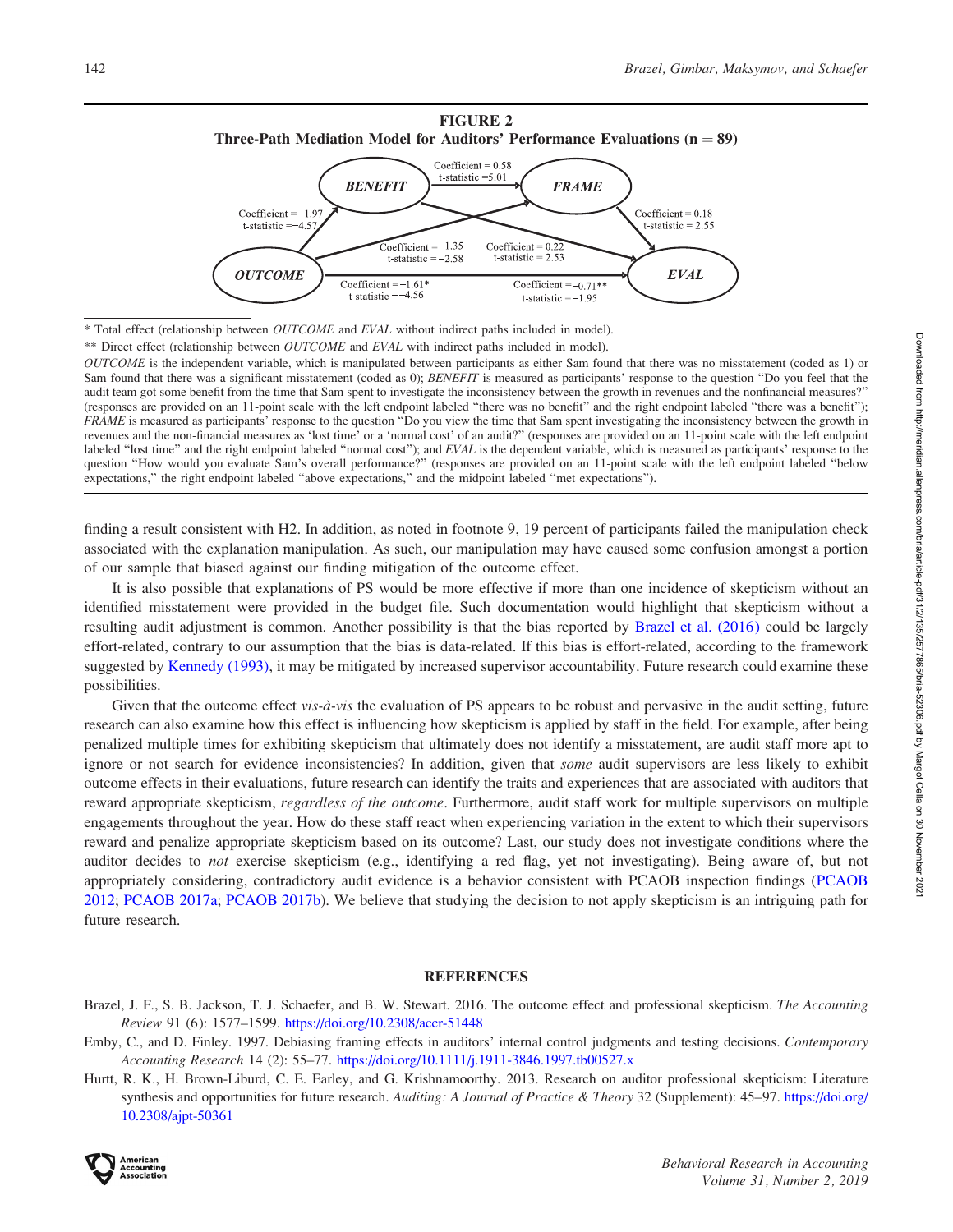**FIGURE 2**
**Three-Path Mediation Model for Auditors' Performance Evaluations (n = 89)**

BENEFIT

FRAME

OUTCOME

EVAL

Coefficient = 0.58
t-statistic = 5.01

Coefficient = −1.97
t-statistic = −4.57

Coefficient = 0.18
t-statistic = 2.55

Coefficient = −1.35
t-statistic = −2.58

Coefficient = 0.22
t-statistic = 2.53

Coefficient = −1.61*
t-statistic = −4.56

Coefficient = −0.71**
t-statistic = −1.95

\* Total effect (relationship between *OUTCOME* and *EVAL* without indirect paths included in model).

\*\* Direct effect (relationship between *OUTCOME* and *EVAL* with indirect paths included in model).

*OUTCOME* is the independent variable, which is manipulated between participants as either Sam found that there was no misstatement (coded as 1) or Sam found that there was a significant misstatement (coded as 0); *BENEFIT* is measured as participants' response to the question "Do you feel that the audit team got some benefit from the time that Sam spent to investigate the inconsistency between the growth in revenues and the nonfinancial measures?" (responses are provided on an 11-point scale with the left endpoint labeled "there was no benefit" and the right endpoint labeled "there was a benefit"); *FRAME* is measured as participants' response to the question "Do you view the time that Sam spent investigating the inconsistency between the growth in revenues and the non-financial measures as 'lost time' or a 'normal cost' of an audit?" (responses are provided on an 11-point scale with the left endpoint labeled "lost time" and the right endpoint labeled "normal cost"); and *EVAL* is the dependent variable, which is measured as participants' response to the question "How would you evaluate Sam's overall performance?" (responses are provided on an 11-point scale with the left endpoint labeled "below expectations," the right endpoint labeled "above expectations," and the midpoint labeled "met expectations").

finding a result consistent with H2. In addition, as noted in footnote 9, 19 percent of participants failed the manipulation check associated with the explanation manipulation. As such, our manipulation may have caused some confusion amongst a portion of our sample that biased against our finding mitigation of the outcome effect.

It is also possible that explanations of PS would be more effective if more than one incidence of skepticism without an identified misstatement were provided in the budget file. Such documentation would highlight that skepticism without a resulting audit adjustment is common. Another possibility is that the bias reported by Brazel et al. (2016) could be largely effort-related, contrary to our assumption that the bias is data-related. If this bias is effort-related, according to the framework suggested by Kennedy (1993), it may be mitigated by increased supervisor accountability. Future research could examine these possibilities.

Given that the outcome effect *vis-à-vis* the evaluation of PS appears to be robust and pervasive in the audit setting, future research can also examine how this effect is influencing how skepticism is applied by staff in the field. For example, after being penalized multiple times for exhibiting skepticism that ultimately does not identify a misstatement, are audit staff more apt to ignore or not search for evidence inconsistencies? In addition, given that *some* audit supervisors are less likely to exhibit outcome effects in their evaluations, future research can identify the traits and experiences that are associated with auditors that reward appropriate skepticism, *regardless of the outcome*. Furthermore, audit staff work for multiple supervisors on multiple engagements throughout the year. How do these staff react when experiencing variation in the extent to which their supervisors reward and penalize appropriate skepticism based on its outcome? Last, our study does not investigate conditions where the auditor decides to *not* exercise skepticism (e.g., identifying a red flag, yet not investigating). Being aware of, but not appropriately considering, contradictory audit evidence is a behavior consistent with PCAOB inspection findings (PCAOB 2012; PCAOB 2017a; PCAOB 2017b). We believe that studying the decision to not apply skepticism is an intriguing path for future research.

## REFERENCES

Brazel, J. F., S. B. Jackson, T. J. Schaefer, and B. W. Stewart. 2016. The outcome effect and professional skepticism. *The Accounting Review* 91 (6): 1577–1599. https://doi.org/10.2308/accr-51448

Emby, C., and D. Finley. 1997. Debiasing framing effects in auditors' internal control judgments and testing decisions. *Contemporary Accounting Research* 14 (2): 55–77. https://doi.org/10.1111/j.1911-3846.1997.tb00527.x

Hurtt, R. K., H. Brown-Liburd, C. E. Earley, and G. Krishnamoorthy. 2013. Research on auditor professional skepticism: Literature synthesis and opportunities for future research. *Auditing: A Journal of Practice & Theory* 32 (Supplement): 45–97. https://doi.org/10.2308/ajpt-50361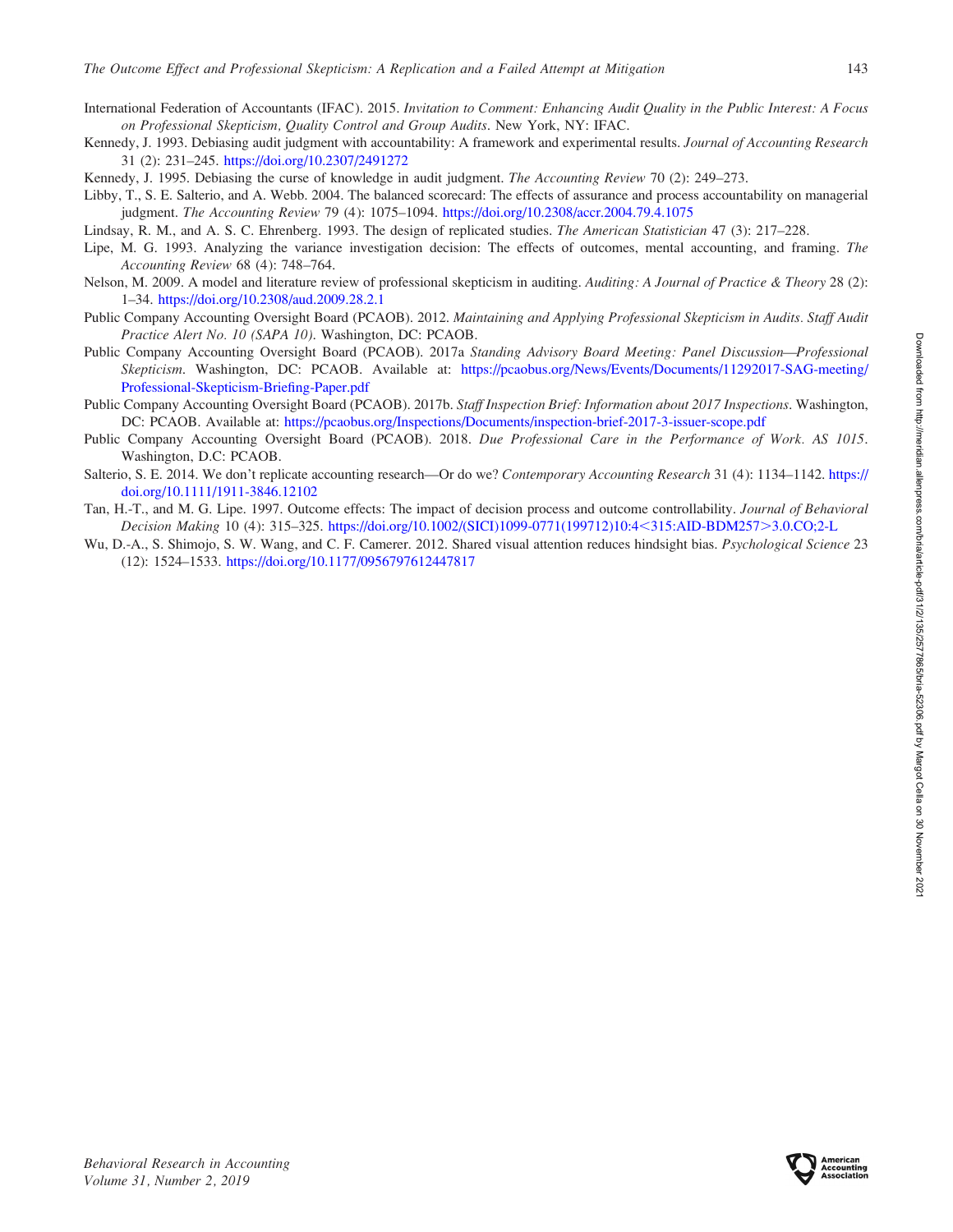International Federation of Accountants (IFAC). 2015. *Invitation to Comment: Enhancing Audit Quality in the Public Interest: A Focus on Professional Skepticism, Quality Control and Group Audits*. New York, NY: IFAC.

Kennedy, J. 1993. Debiasing audit judgment with accountability: A framework and experimental results. *Journal of Accounting Research* 31 (2): 231–245. https://doi.org/10.2307/2491272

Kennedy, J. 1995. Debiasing the curse of knowledge in audit judgment. *The Accounting Review* 70 (2): 249–273.

Libby, T., S. E. Salterio, and A. Webb. 2004. The balanced scorecard: The effects of assurance and process accountability on managerial judgment. *The Accounting Review* 79 (4): 1075–1094. https://doi.org/10.2308/accr.2004.79.4.1075

Lindsay, R. M., and A. S. C. Ehrenberg. 1993. The design of replicated studies. *The American Statistician* 47 (3): 217–228.

Lipe, M. G. 1993. Analyzing the variance investigation decision: The effects of outcomes, mental accounting, and framing. *The Accounting Review* 68 (4): 748–764.

Nelson, M. 2009. A model and literature review of professional skepticism in auditing. *Auditing: A Journal of Practice & Theory* 28 (2): 1–34. https://doi.org/10.2308/aud.2009.28.2.1

Public Company Accounting Oversight Board (PCAOB). 2012. *Maintaining and Applying Professional Skepticism in Audits. Staff Audit Practice Alert No. 10 (SAPA 10)*. Washington, DC: PCAOB.

Public Company Accounting Oversight Board (PCAOB). 2017a *Standing Advisory Board Meeting: Panel Discussion—Professional Skepticism*. Washington, DC: PCAOB. Available at: https://pcaobus.org/News/Events/Documents/11292017-SAG-meeting/Professional-Skepticism-Briefing-Paper.pdf

Public Company Accounting Oversight Board (PCAOB). 2017b. *Staff Inspection Brief: Information about 2017 Inspections*. Washington, DC: PCAOB. Available at: https://pcaobus.org/Inspections/Documents/inspection-brief-2017-3-issuer-scope.pdf

Public Company Accounting Oversight Board (PCAOB). 2018. *Due Professional Care in the Performance of Work. AS 1015*. Washington, D.C: PCAOB.

Salterio, S. E. 2014. We don't replicate accounting research—Or do we? *Contemporary Accounting Research* 31 (4): 1134–1142. https://doi.org/10.1111/1911-3846.12102

Tan, H.-T., and M. G. Lipe. 1997. Outcome effects: The impact of decision process and outcome controllability. *Journal of Behavioral Decision Making* 10 (4): 315–325. https://doi.org/10.1002/(SICI)1099-0771(199712)10:4<315:AID-BDM257>3.0.CO;2-L

Wu, D.-A., S. Shimojo, S. W. Wang, and C. F. Camerer. 2012. Shared visual attention reduces hindsight bias. *Psychological Science* 23 (12): 1524–1533. https://doi.org/10.1177/0956797612447817